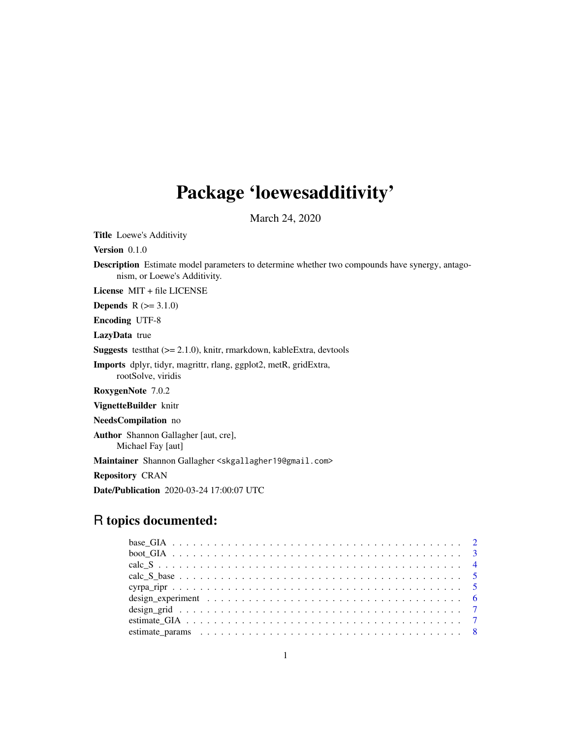# Package 'loewesadditivity'

March 24, 2020

**Title** Loewe's Additivity

**Version** 0.1.0

**Description** Estimate model parameters to determine whether two compounds have synergy, antagonism, or Loewe's Additivity.

**License** MIT + file LICENSE

**Depends** R (>= 3.1.0)

**Encoding** UTF-8

**LazyData** true

**Suggests** testthat (>= 2.1.0), knitr, rmarkdown, kableExtra, devtools

**Imports** dplyr, tidyr, magrittr, rlang, ggplot2, metR, gridExtra, rootSolve, viridis

**RoxygenNote** 7.0.2

**VignetteBuilder** knitr

**NeedsCompilation** no

**Author** Shannon Gallagher [aut, cre], Michael Fay [aut]

**Maintainer** Shannon Gallagher <skgallagher19@gmail.com>

**Repository** CRAN

**Date/Publication** 2020-03-24 17:00:07 UTC

## R topics documented:

| | |
|---|---|
| base_GIA | 2 |
| boot_GIA | 3 |
| calc_S | 4 |
| calc_S_base | 5 |
| cyrpa_ripr | 5 |
| design_experiment | 6 |
| design_grid | 7 |
| estimate_GIA | 7 |
| estimate_params | 8 |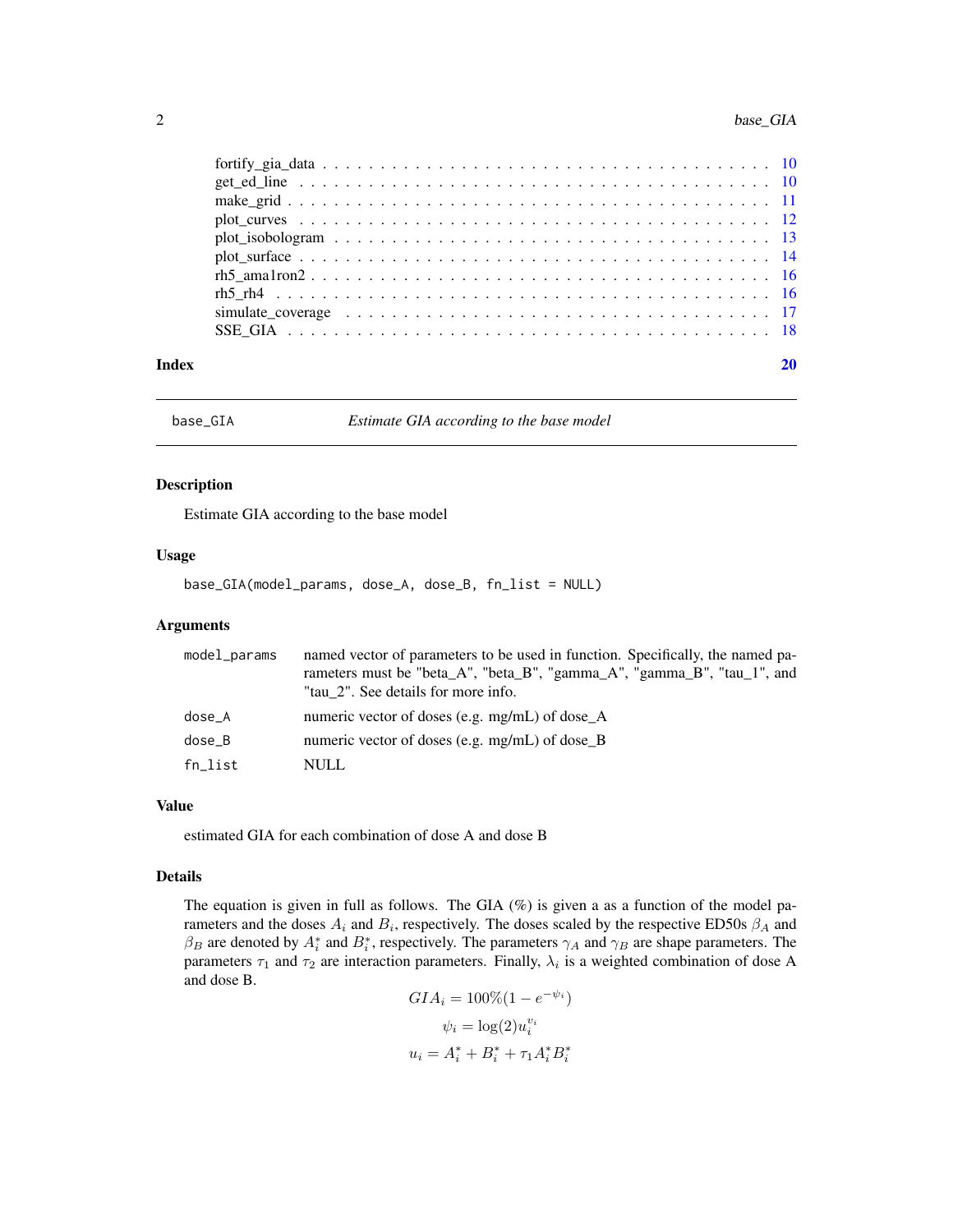fortify_gia_data . . . . . . . . . . . . . . . . . . . . . . . . . . . . . . . . . . . . . 10
get_ed_line . . . . . . . . . . . . . . . . . . . . . . . . . . . . . . . . . . . . . . . 10
make_grid . . . . . . . . . . . . . . . . . . . . . . . . . . . . . . . . . . . . . . . . 11
plot_curves . . . . . . . . . . . . . . . . . . . . . . . . . . . . . . . . . . . . . . . 12
plot_isobologram . . . . . . . . . . . . . . . . . . . . . . . . . . . . . . . . . . . . 13
plot_surface . . . . . . . . . . . . . . . . . . . . . . . . . . . . . . . . . . . . . . 14
rh5_ama1ron2 . . . . . . . . . . . . . . . . . . . . . . . . . . . . . . . . . . . . . . 16
rh5_rh4 . . . . . . . . . . . . . . . . . . . . . . . . . . . . . . . . . . . . . . . . . 16
simulate_coverage . . . . . . . . . . . . . . . . . . . . . . . . . . . . . . . . . . . 17
SSE_GIA . . . . . . . . . . . . . . . . . . . . . . . . . . . . . . . . . . . . . . . . . 18

**Index** 20

---

## base_GIA — *Estimate GIA according to the base model*

### Description

Estimate GIA according to the base model

### Usage

```
base_GIA(model_params, dose_A, dose_B, fn_list = NULL)
```

### Arguments

| | |
|---|---|
| model_params | named vector of parameters to be used in function. Specifically, the named parameters must be "beta_A", "beta_B", "gamma_A", "gamma_B", "tau_1", and "tau_2". See details for more info. |
| dose_A | numeric vector of doses (e.g. mg/mL) of dose_A |
| dose_B | numeric vector of doses (e.g. mg/mL) of dose_B |
| fn_list | NULL |

### Value

estimated GIA for each combination of dose A and dose B

### Details

The equation is given in full as follows. The GIA (%) is given a as a function of the model parameters and the doses $A_i$ and $B_i$, respectively. The doses scaled by the respective ED50s $\beta_A$ and $\beta_B$ are denoted by $A_i^*$ and $B_i^*$, respectively. The parameters $\gamma_A$ and $\gamma_B$ are shape parameters. The parameters $\tau_1$ and $\tau_2$ are interaction parameters. Finally, $\lambda_i$ is a weighted combination of dose A and dose B.

$$GIA_i = 100\%(1 - e^{-\psi_i})$$

$$\psi_i = \log(2) u_i^{v_i}$$

$$u_i = A_i^* + B_i^* + \tau_1 A_i^* B_i^*$$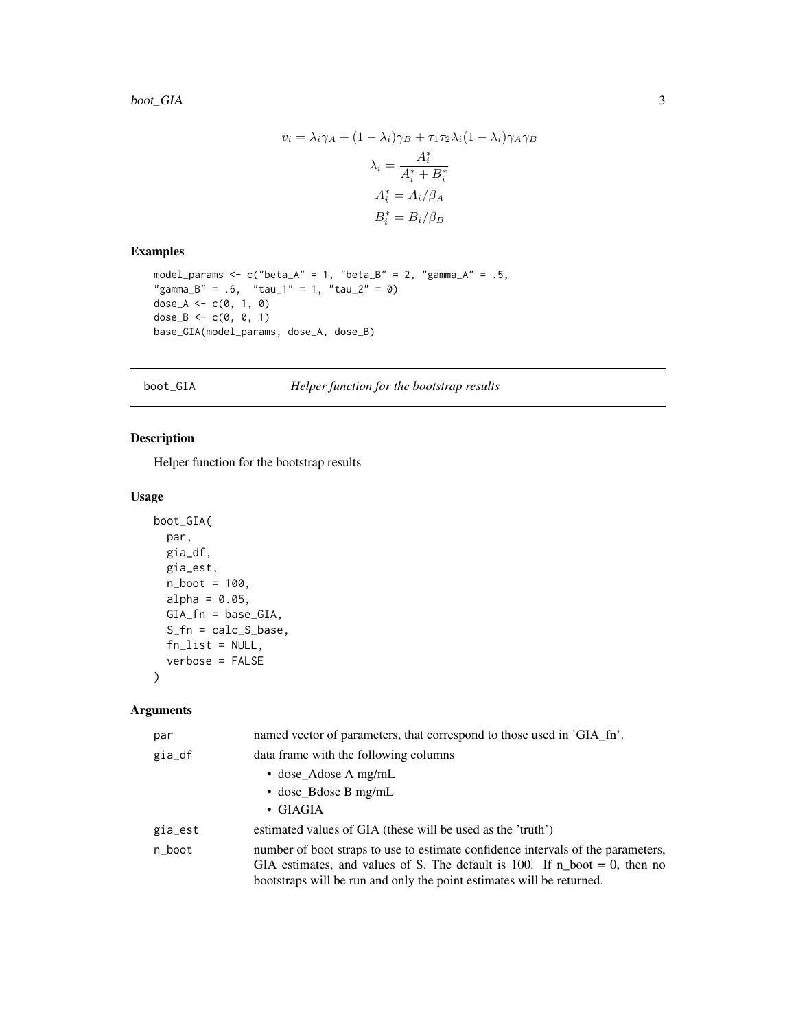$$v_i = \lambda_i \gamma_A + (1 - \lambda_i)\gamma_B + \tau_1 \tau_2 \lambda_i (1 - \lambda_i) \gamma_A \gamma_B$$

$$\lambda_i = \frac{A_i^*}{A_i^* + B_i^*}$$

$$A_i^* = A_i / \beta_A$$

$$B_i^* = B_i / \beta_B$$

## Examples

```
model_params <- c("beta_A" = 1, "beta_B" = 2, "gamma_A" = .5,
"gamma_B" = .6,  "tau_1" = 1, "tau_2" = 0)
dose_A <- c(0, 1, 0)
dose_B <- c(0, 0, 1)
base_GIA(model_params, dose_A, dose_B)
```

---

# boot_GIA — *Helper function for the bootstrap results*

## Description

Helper function for the bootstrap results

## Usage

```
boot_GIA(
  par,
  gia_df,
  gia_est,
  n_boot = 100,
  alpha = 0.05,
  GIA_fn = base_GIA,
  S_fn = calc_S_base,
  fn_list = NULL,
  verbose = FALSE
)
```

## Arguments

| | |
|---|---|
| par | named vector of parameters, that correspond to those used in 'GIA_fn'. |
| gia_df | data frame with the following columns <br>• dose_Adose A mg/mL <br>• dose_Bdose B mg/mL <br>• GIAGIA |
| gia_est | estimated values of GIA (these will be used as the 'truth') |
| n_boot | number of boot straps to use to estimate confidence intervals of the parameters, GIA estimates, and values of S. The default is 100. If n_boot = 0, then no bootstraps will be run and only the point estimates will be returned. |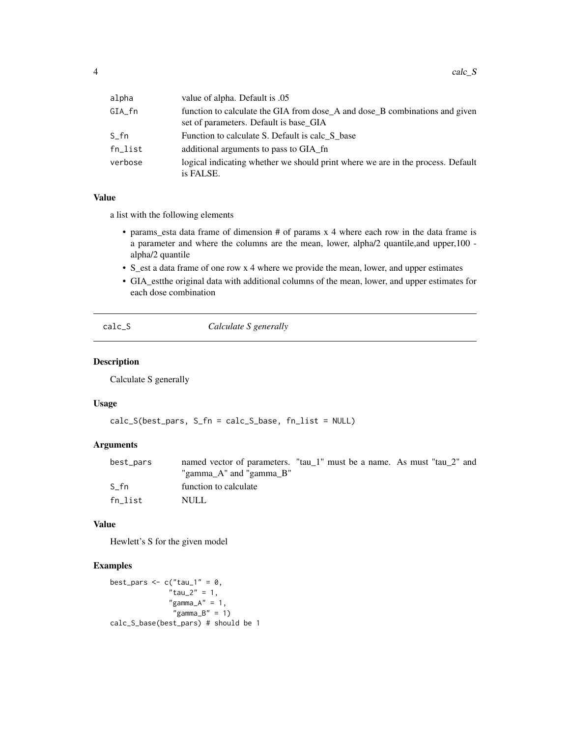| | |
|---|---|
| alpha | value of alpha. Default is .05 |
| GIA_fn | function to calculate the GIA from dose_A and dose_B combinations and given set of parameters. Default is base_GIA |
| S_fn | Function to calculate S. Default is calc_S_base |
| fn_list | additional arguments to pass to GIA_fn |
| verbose | logical indicating whether we should print where we are in the process. Default is FALSE. |

### Value

a list with the following elements

- params_esta data frame of dimension # of params x 4 where each row in the data frame is a parameter and where the columns are the mean, lower, alpha/2 quantile,and upper,100 - alpha/2 quantile
- S_est a data frame of one row x 4 where we provide the mean, lower, and upper estimates
- GIA_estthe original data with additional columns of the mean, lower, and upper estimates for each dose combination

---

## calc_S — *Calculate S generally*

---

### Description

Calculate S generally

### Usage

```
calc_S(best_pars, S_fn = calc_S_base, fn_list = NULL)
```

### Arguments

| | |
|---|---|
| best_pars | named vector of parameters. "tau_1" must be a name. As must "tau_2" and "gamma_A" and "gamma_B" |
| S_fn | function to calculate |
| fn_list | NULL |

### Value

Hewlett's S for the given model

### Examples

```
best_pars <- c("tau_1" = 0,
               "tau_2" = 1,
               "gamma_A" = 1,
                "gamma_B" = 1)
calc_S_base(best_pars) # should be 1
```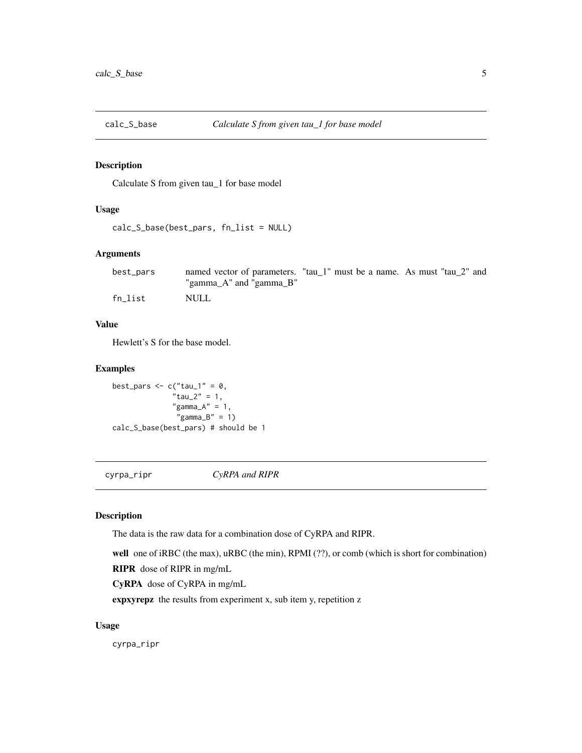## calc_S_base *Calculate S from given tau_1 for base model*

### Description

Calculate S from given tau_1 for base model

### Usage

```
calc_S_base(best_pars, fn_list = NULL)
```

### Arguments

| | |
|---|---|
| best_pars | named vector of parameters. "tau_1" must be a name. As must "tau_2" and "gamma_A" and "gamma_B" |
| fn_list | NULL |

### Value

Hewlett's S for the base model.

### Examples

```
best_pars <- c("tau_1" = 0,
              "tau_2" = 1,
              "gamma_A" = 1,
               "gamma_B" = 1)
calc_S_base(best_pars) # should be 1
```

## cyrpa_ripr *CyRPA and RIPR*

### Description

The data is the raw data for a combination dose of CyRPA and RIPR.

**well** one of iRBC (the max), uRBC (the min), RPMI (??), or comb (which is short for combination)

**RIPR** dose of RIPR in mg/mL

**CyRPA** dose of CyRPA in mg/mL

**expxyrepz** the results from experiment x, sub item y, repetition z

### Usage

```
cyrpa_ripr
```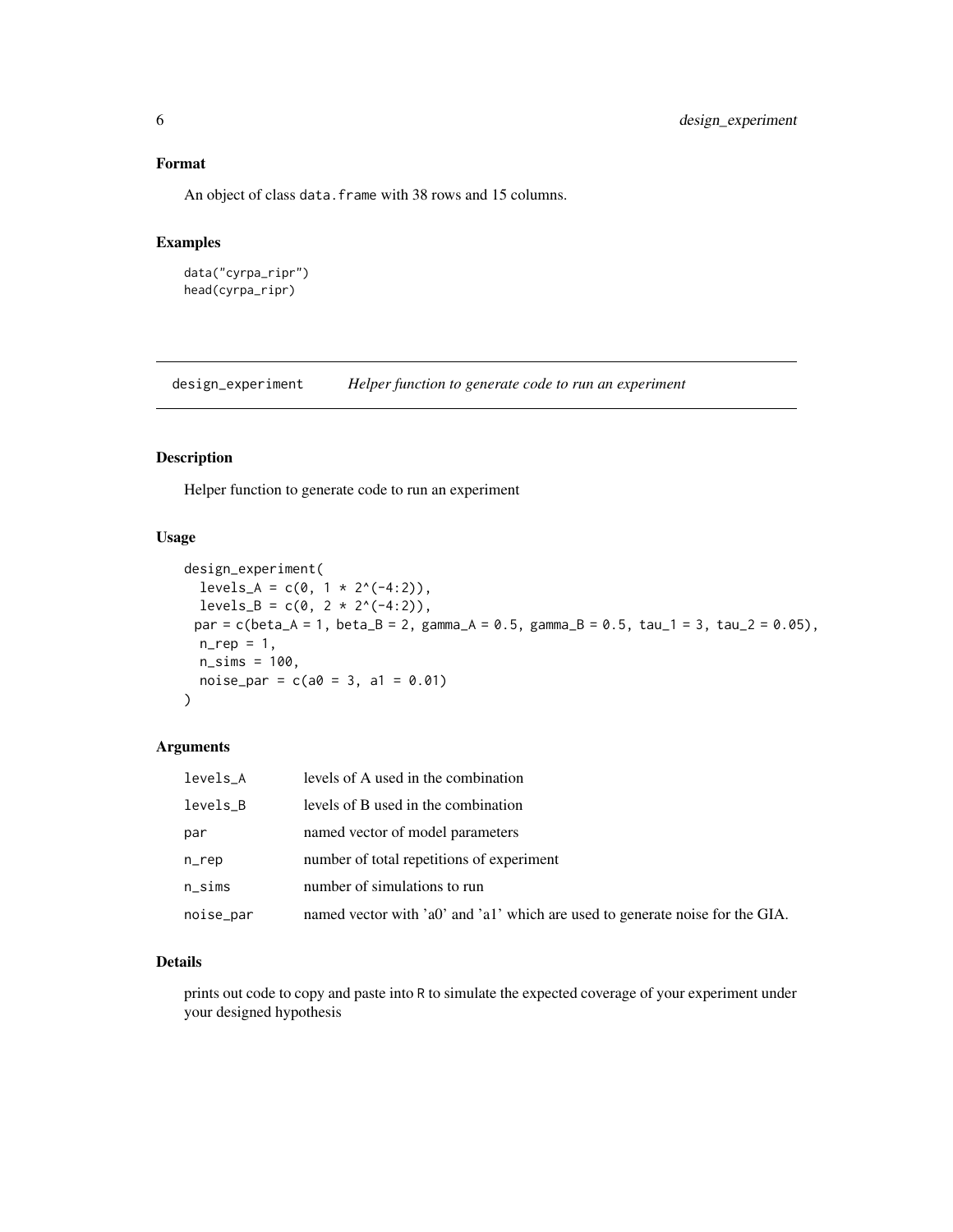## Format

An object of class `data.frame` with 38 rows and 15 columns.

## Examples

```
data("cyrpa_ripr")
head(cyrpa_ripr)
```

---

# design_experiment *Helper function to generate code to run an experiment*

---

## Description

Helper function to generate code to run an experiment

## Usage

```
design_experiment(
  levels_A = c(0, 1 * 2^(-4:2)),
  levels_B = c(0, 2 * 2^(-4:2)),
 par = c(beta_A = 1, beta_B = 2, gamma_A = 0.5, gamma_B = 0.5, tau_1 = 3, tau_2 = 0.05),
  n_rep = 1,
  n_sims = 100,
  noise_par = c(a0 = 3, a1 = 0.01)
)
```

## Arguments

| | |
|---|---|
| levels_A | levels of A used in the combination |
| levels_B | levels of B used in the combination |
| par | named vector of model parameters |
| n_rep | number of total repetitions of experiment |
| n_sims | number of simulations to run |
| noise_par | named vector with 'a0' and 'a1' which are used to generate noise for the GIA. |

## Details

prints out code to copy and paste into R to simulate the expected coverage of your experiment under your designed hypothesis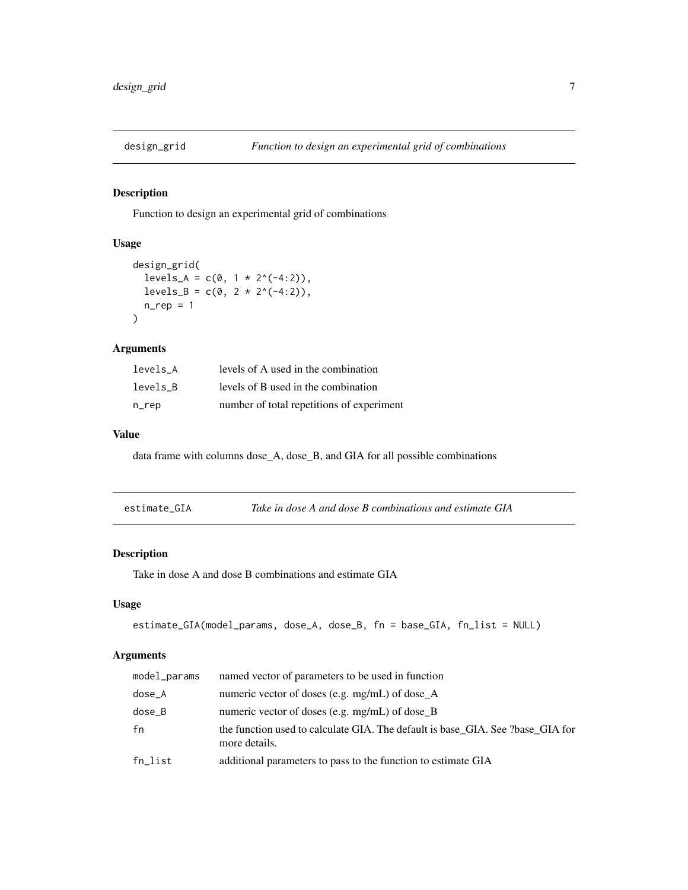## design_grid — *Function to design an experimental grid of combinations*

### Description

Function to design an experimental grid of combinations

### Usage

```
design_grid(
  levels_A = c(0, 1 * 2^(-4:2)),
  levels_B = c(0, 2 * 2^(-4:2)),
  n_rep = 1
)
```

### Arguments

| | |
|---|---|
| levels_A | levels of A used in the combination |
| levels_B | levels of B used in the combination |
| n_rep | number of total repetitions of experiment |

### Value

data frame with columns dose_A, dose_B, and GIA for all possible combinations

## estimate_GIA — *Take in dose A and dose B combinations and estimate GIA*

### Description

Take in dose A and dose B combinations and estimate GIA

### Usage

```
estimate_GIA(model_params, dose_A, dose_B, fn = base_GIA, fn_list = NULL)
```

### Arguments

| | |
|---|---|
| model_params | named vector of parameters to be used in function |
| dose_A | numeric vector of doses (e.g. mg/mL) of dose_A |
| dose_B | numeric vector of doses (e.g. mg/mL) of dose_B |
| fn | the function used to calculate GIA. The default is base_GIA. See ?base_GIA for more details. |
| fn_list | additional parameters to pass to the function to estimate GIA |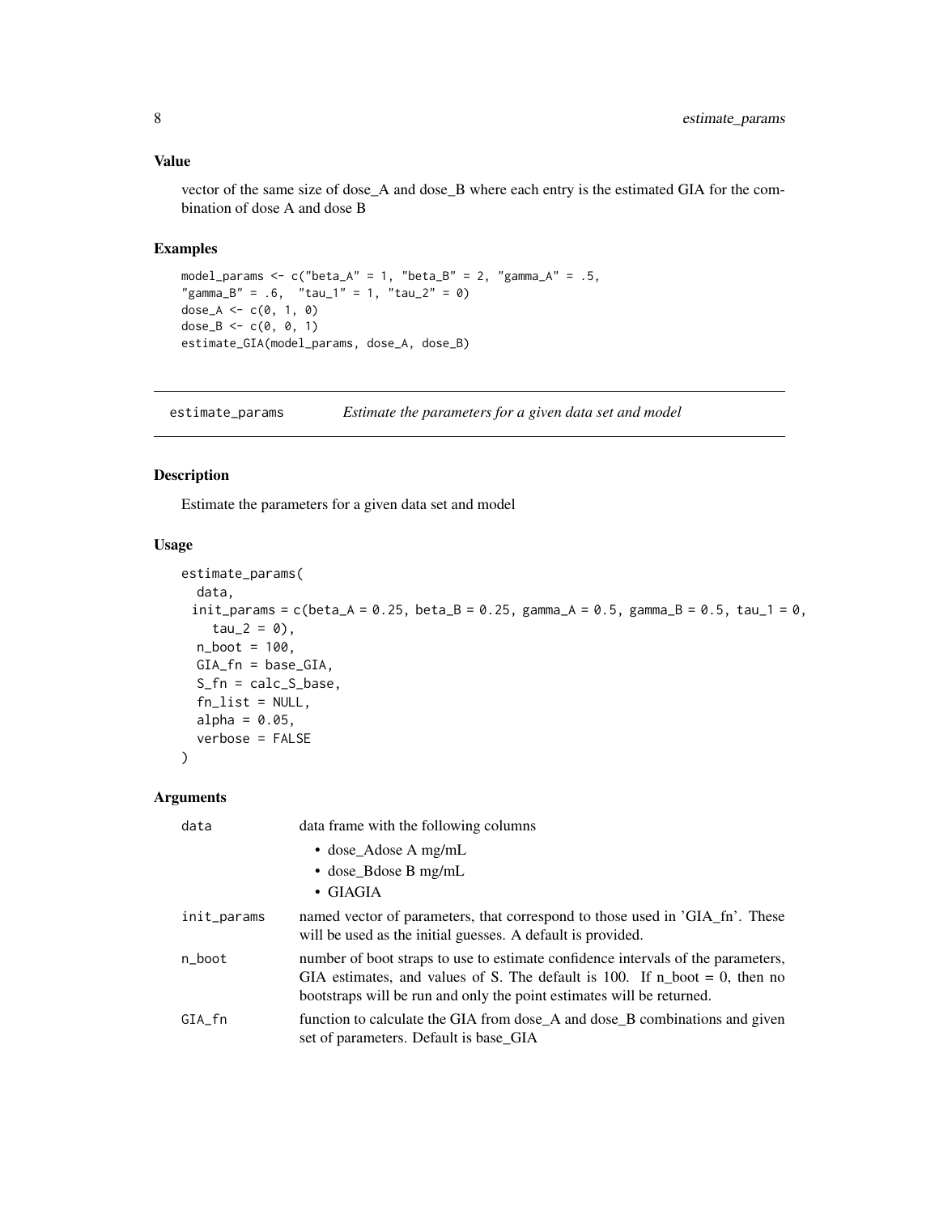### Value

vector of the same size of dose_A and dose_B where each entry is the estimated GIA for the combination of dose A and dose B

### Examples

```
model_params <- c("beta_A" = 1, "beta_B" = 2, "gamma_A" = .5,
"gamma_B" = .6,  "tau_1" = 1, "tau_2" = 0)
dose_A <- c(0, 1, 0)
dose_B <- c(0, 0, 1)
estimate_GIA(model_params, dose_A, dose_B)
```

---

## estimate_params *Estimate the parameters for a given data set and model*

### Description

Estimate the parameters for a given data set and model

### Usage

```
estimate_params(
  data,
  init_params = c(beta_A = 0.25, beta_B = 0.25, gamma_A = 0.5, gamma_B = 0.5, tau_1 = 0,
    tau_2 = 0),
  n_boot = 100,
  GIA_fn = base_GIA,
  S_fn = calc_S_base,
  fn_list = NULL,
  alpha = 0.05,
  verbose = FALSE
)
```

### Arguments

| | |
|---|---|
| data | data frame with the following columns <br> • dose_Adose A mg/mL <br> • dose_Bdose B mg/mL <br> • GIAGIA |
| init_params | named vector of parameters, that correspond to those used in 'GIA_fn'. These will be used as the initial guesses. A default is provided. |
| n_boot | number of boot straps to use to estimate confidence intervals of the parameters, GIA estimates, and values of S. The default is 100. If n_boot = 0, then no bootstraps will be run and only the point estimates will be returned. |
| GIA_fn | function to calculate the GIA from dose_A and dose_B combinations and given set of parameters. Default is base_GIA |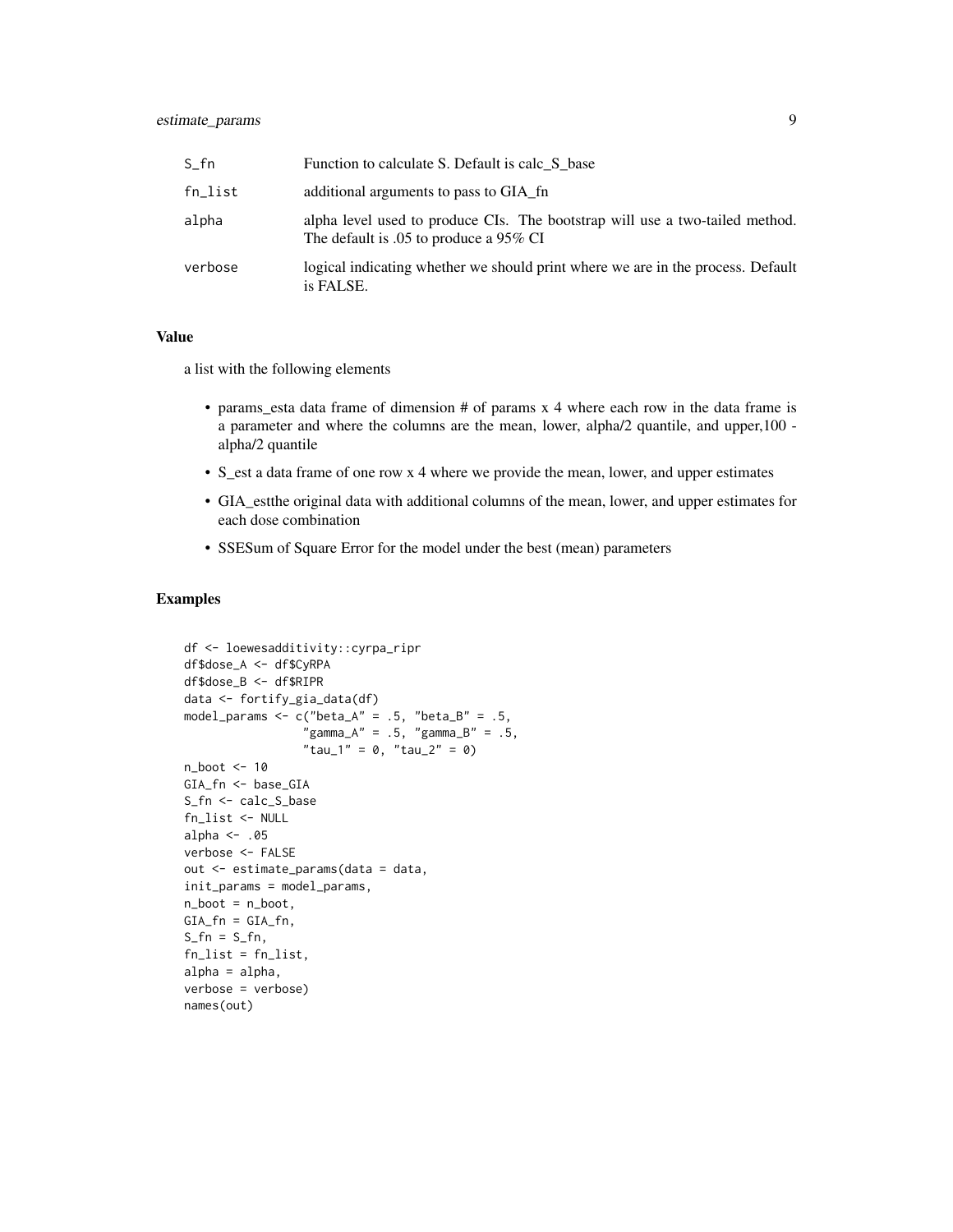| | |
|---|---|
| S_fn | Function to calculate S. Default is calc_S_base |
| fn_list | additional arguments to pass to GIA_fn |
| alpha | alpha level used to produce CIs. The bootstrap will use a two-tailed method. The default is .05 to produce a 95% CI |
| verbose | logical indicating whether we should print where we are in the process. Default is FALSE. |

## Value

a list with the following elements

- params_esta data frame of dimension # of params x 4 where each row in the data frame is a parameter and where the columns are the mean, lower, alpha/2 quantile, and upper,100 - alpha/2 quantile
- S_est a data frame of one row x 4 where we provide the mean, lower, and upper estimates
- GIA_estthe original data with additional columns of the mean, lower, and upper estimates for each dose combination
- SSESum of Square Error for the model under the best (mean) parameters

## Examples

```
df <- loewesadditivity::cyrpa_ripr
df$dose_A <- df$CyRPA
df$dose_B <- df$RIPR
data <- fortify_gia_data(df)
model_params <- c("beta_A" = .5, "beta_B" = .5,
                 "gamma_A" = .5, "gamma_B" = .5,
                 "tau_1" = 0, "tau_2" = 0)
n_boot <- 10
GIA_fn <- base_GIA
S_fn <- calc_S_base
fn_list <- NULL
alpha <- .05
verbose <- FALSE
out <- estimate_params(data = data,
init_params = model_params,
n_boot = n_boot,
GIA_fn = GIA_fn,
S_fn = S_fn,
fn_list = fn_list,
alpha = alpha,
verbose = verbose)
names(out)
```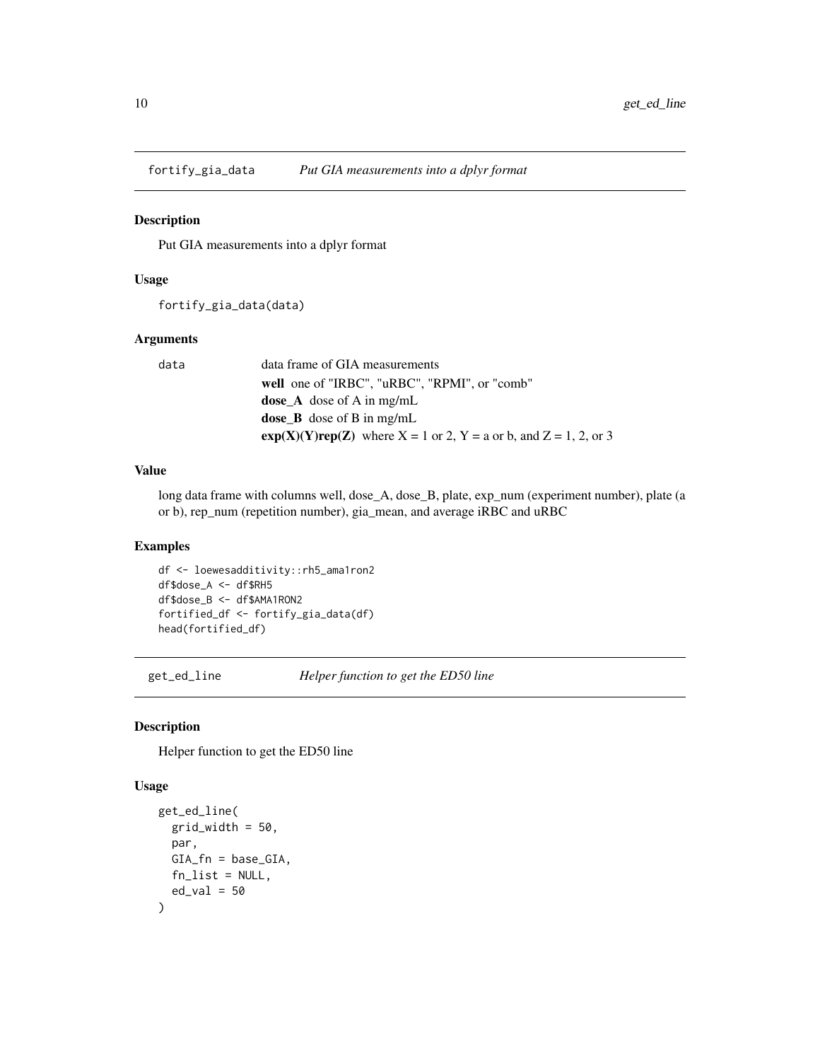## fortify_gia_data — *Put GIA measurements into a dplyr format*

### Description

Put GIA measurements into a dplyr format

### Usage

```
fortify_gia_data(data)
```

### Arguments

`data` data frame of GIA measurements

- **well** one of "IRBC", "uRBC", "RPMI", or "comb"
- **dose_A** dose of A in mg/mL
- **dose_B** dose of B in mg/mL
- **exp(X)(Y)rep(Z)** where X = 1 or 2, Y = a or b, and Z = 1, 2, or 3

### Value

long data frame with columns well, dose_A, dose_B, plate, exp_num (experiment number), plate (a or b), rep_num (repetition number), gia_mean, and average iRBC and uRBC

### Examples

```
df <- loewesadditivity::rh5_ama1ron2
df$dose_A <- df$RH5
df$dose_B <- df$AMA1RON2
fortified_df <- fortify_gia_data(df)
head(fortified_df)
```

## get_ed_line — *Helper function to get the ED50 line*

### Description

Helper function to get the ED50 line

### Usage

```
get_ed_line(
  grid_width = 50,
  par,
  GIA_fn = base_GIA,
  fn_list = NULL,
  ed_val = 50
)
```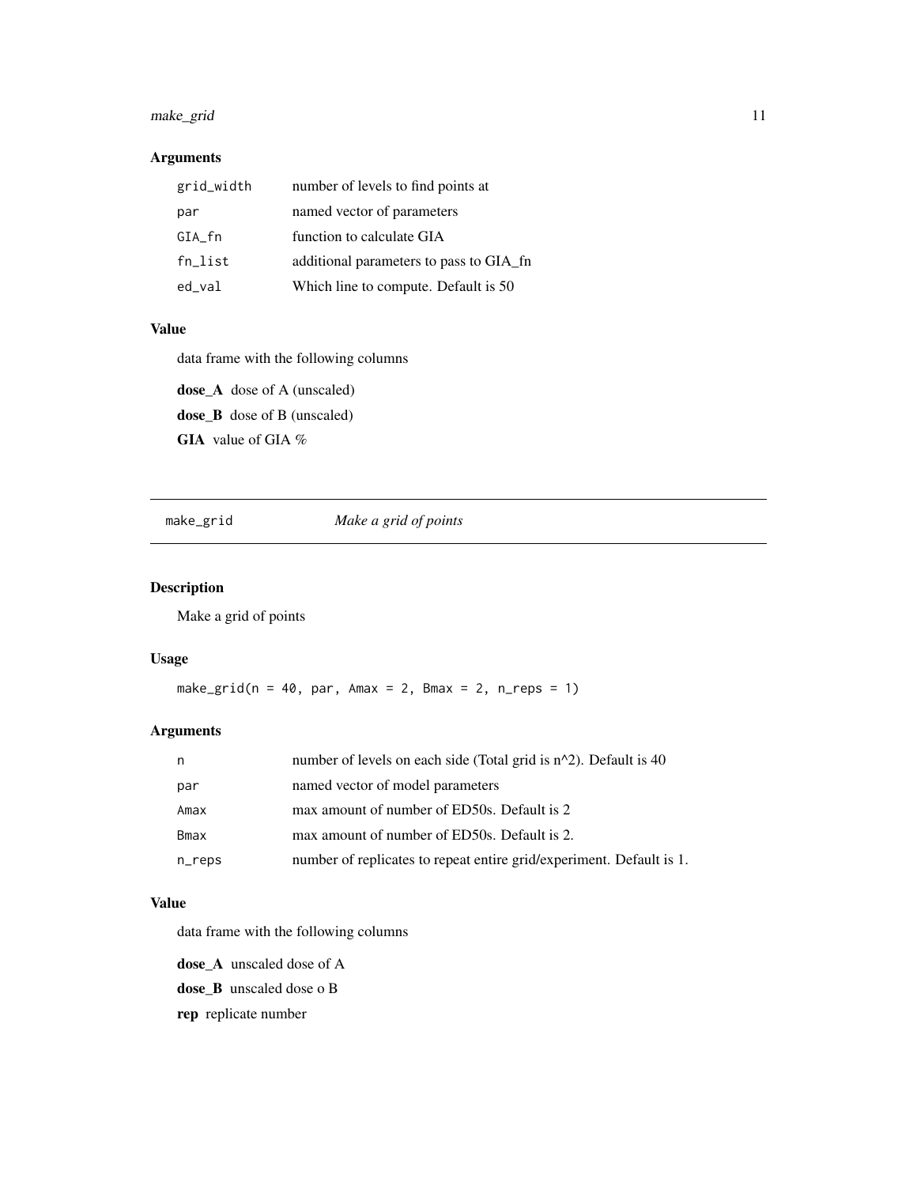### Arguments

| | |
|---|---|
| grid_width | number of levels to find points at |
| par | named vector of parameters |
| GIA_fn | function to calculate GIA |
| fn_list | additional parameters to pass to GIA_fn |
| ed_val | Which line to compute. Default is 50 |

### Value

data frame with the following columns

**dose_A** dose of A (unscaled)

**dose_B** dose of B (unscaled)

**GIA** value of GIA %

---

## make_grid — *Make a grid of points*

---

### Description

Make a grid of points

### Usage

```
make_grid(n = 40, par, Amax = 2, Bmax = 2, n_reps = 1)
```

### Arguments

| | |
|---|---|
| n | number of levels on each side (Total grid is n^2). Default is 40 |
| par | named vector of model parameters |
| Amax | max amount of number of ED50s. Default is 2 |
| Bmax | max amount of number of ED50s. Default is 2. |
| n_reps | number of replicates to repeat entire grid/experiment. Default is 1. |

### Value

data frame with the following columns

**dose_A** unscaled dose of A

**dose_B** unscaled dose o B

**rep** replicate number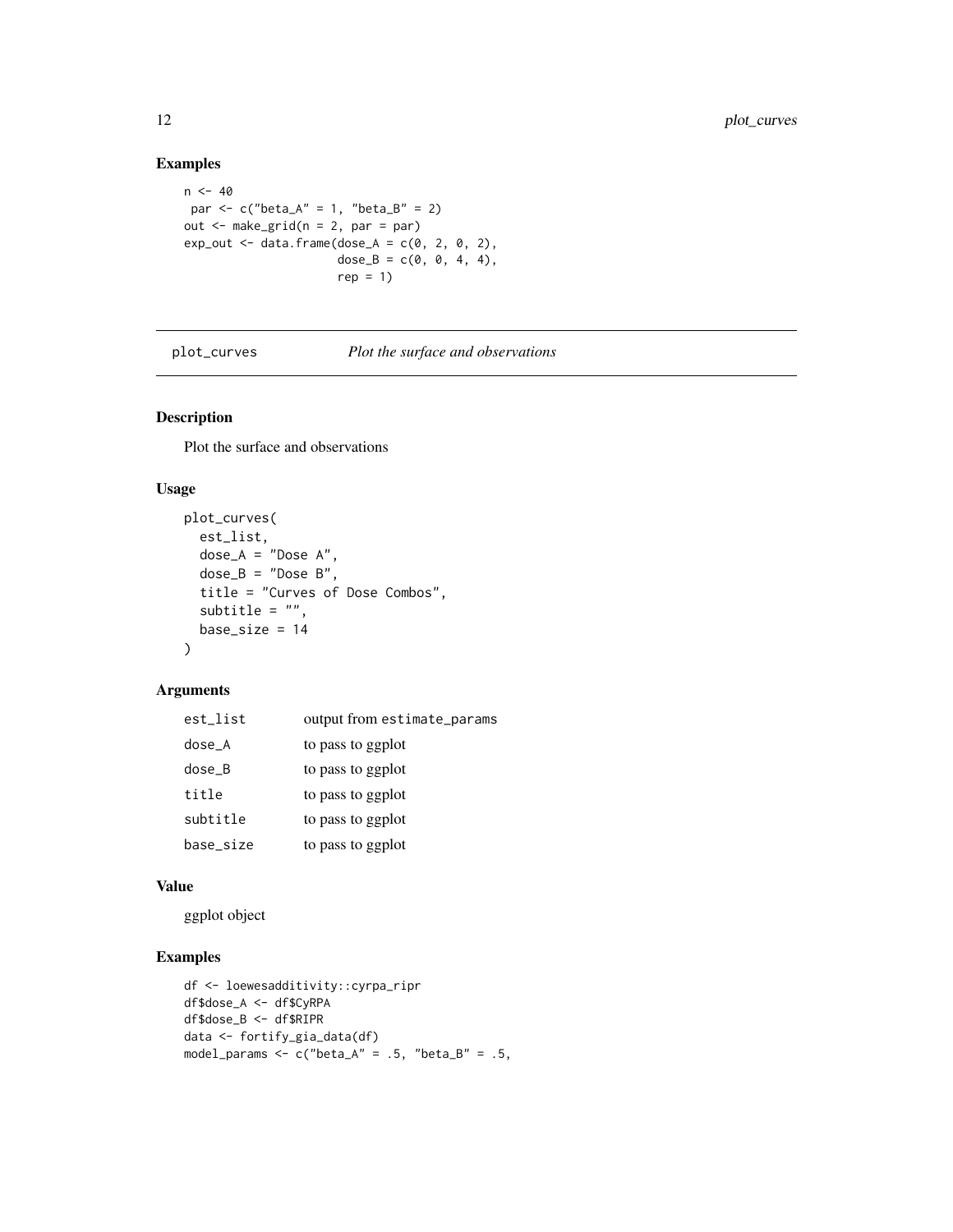## Examples

```
n <- 40
 par <- c("beta_A" = 1, "beta_B" = 2)
out <- make_grid(n = 2, par = par)
exp_out <- data.frame(dose_A = c(0, 2, 0, 2),
                      dose_B = c(0, 0, 4, 4),
                      rep = 1)
```

---

plot_curves    *Plot the surface and observations*

---

## Description

Plot the surface and observations

## Usage

```
plot_curves(
  est_list,
  dose_A = "Dose A",
  dose_B = "Dose B",
  title = "Curves of Dose Combos",
  subtitle = "",
  base_size = 14
)
```

## Arguments

| | |
|---|---|
| est_list | output from estimate_params |
| dose_A | to pass to ggplot |
| dose_B | to pass to ggplot |
| title | to pass to ggplot |
| subtitle | to pass to ggplot |
| base_size | to pass to ggplot |

## Value

ggplot object

## Examples

```
df <- loewesadditivity::cyrpa_ripr
df$dose_A <- df$CyRPA
df$dose_B <- df$RIPR
data <- fortify_gia_data(df)
model_params <- c("beta_A" = .5, "beta_B" = .5,
```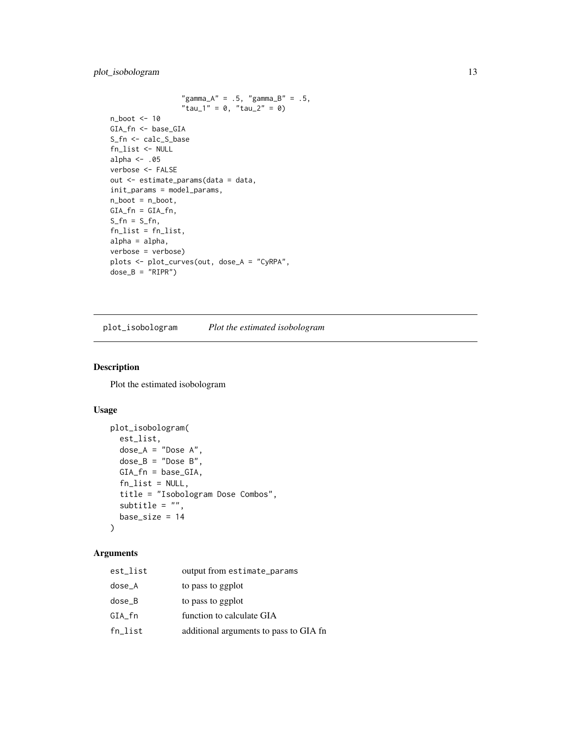```
                "gamma_A" = .5, "gamma_B" = .5,
                "tau_1" = 0, "tau_2" = 0)
n_boot <- 10
GIA_fn <- base_GIA
S_fn <- calc_S_base
fn_list <- NULL
alpha <- .05
verbose <- FALSE
out <- estimate_params(data = data,
init_params = model_params,
n_boot = n_boot,
GIA_fn = GIA_fn,
S_fn = S_fn,
fn_list = fn_list,
alpha = alpha,
verbose = verbose)
plots <- plot_curves(out, dose_A = "CyRPA",
dose_B = "RIPR")
```

## plot_isobologram *Plot the estimated isobologram*

### Description

Plot the estimated isobologram

### Usage

```
plot_isobologram(
  est_list,
  dose_A = "Dose A",
  dose_B = "Dose B",
  GIA_fn = base_GIA,
  fn_list = NULL,
  title = "Isobologram Dose Combos",
  subtitle = "",
  base_size = 14
)
```

### Arguments

| | |
|---|---|
| est_list | output from estimate_params |
| dose_A | to pass to ggplot |
| dose_B | to pass to ggplot |
| GIA_fn | function to calculate GIA |
| fn_list | additional arguments to pass to GIA fn |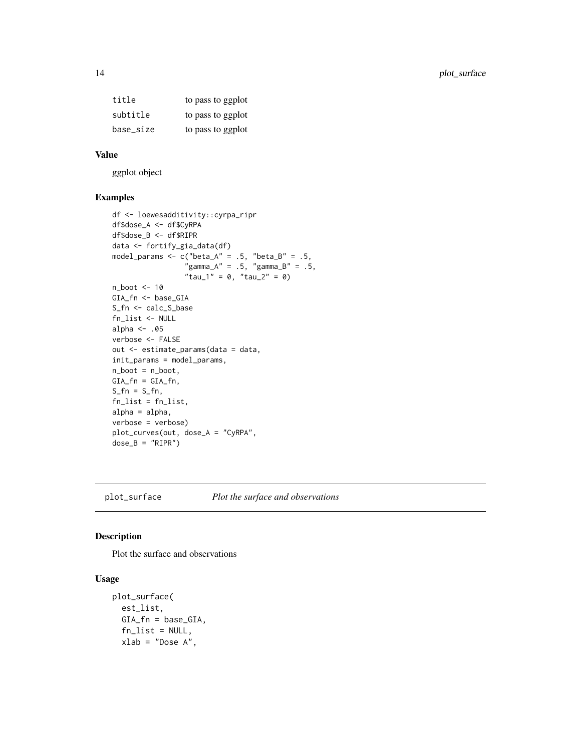| | |
|---|---|
| title | to pass to ggplot |
| subtitle | to pass to ggplot |
| base_size | to pass to ggplot |

### Value

ggplot object

### Examples

```
df <- loewesadditivity::cyrpa_ripr
df$dose_A <- df$CyRPA
df$dose_B <- df$RIPR
data <- fortify_gia_data(df)
model_params <- c("beta_A" = .5, "beta_B" = .5,
                  "gamma_A" = .5, "gamma_B" = .5,
                  "tau_1" = 0, "tau_2" = 0)
n_boot <- 10
GIA_fn <- base_GIA
S_fn <- calc_S_base
fn_list <- NULL
alpha <- .05
verbose <- FALSE
out <- estimate_params(data = data,
init_params = model_params,
n_boot = n_boot,
GIA_fn = GIA_fn,
S_fn = S_fn,
fn_list = fn_list,
alpha = alpha,
verbose = verbose)
plot_curves(out, dose_A = "CyRPA",
dose_B = "RIPR")
```

---

## plot_surface    *Plot the surface and observations*

---

### Description

Plot the surface and observations

### Usage

```
plot_surface(
  est_list,
  GIA_fn = base_GIA,
  fn_list = NULL,
  xlab = "Dose A",
```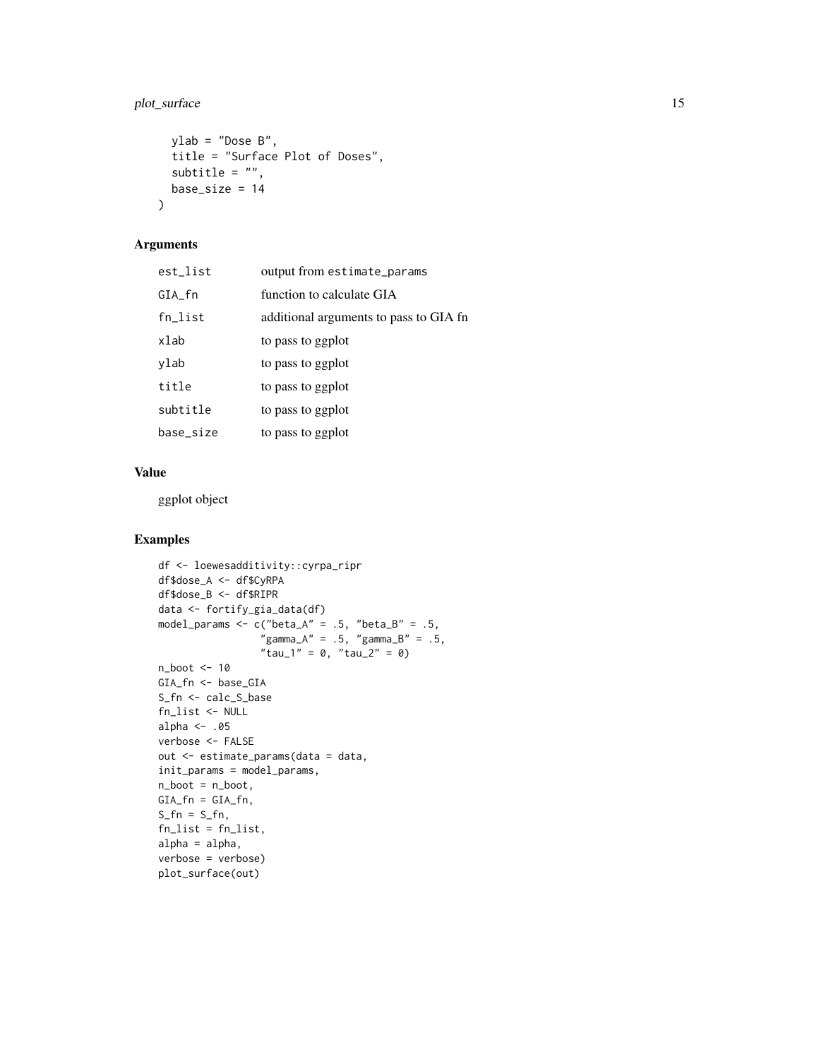```
  ylab = "Dose B",
  title = "Surface Plot of Doses",
  subtitle = "",
  base_size = 14
)
```

## Arguments

| | |
|---|---|
| est_list | output from estimate_params |
| GIA_fn | function to calculate GIA |
| fn_list | additional arguments to pass to GIA fn |
| xlab | to pass to ggplot |
| ylab | to pass to ggplot |
| title | to pass to ggplot |
| subtitle | to pass to ggplot |
| base_size | to pass to ggplot |

## Value

ggplot object

## Examples

```
df <- loewesadditivity::cyrpa_ripr
df$dose_A <- df$CyRPA
df$dose_B <- df$RIPR
data <- fortify_gia_data(df)
model_params <- c("beta_A" = .5, "beta_B" = .5,
                  "gamma_A" = .5, "gamma_B" = .5,
                  "tau_1" = 0, "tau_2" = 0)
n_boot <- 10
GIA_fn <- base_GIA
S_fn <- calc_S_base
fn_list <- NULL
alpha <- .05
verbose <- FALSE
out <- estimate_params(data = data,
init_params = model_params,
n_boot = n_boot,
GIA_fn = GIA_fn,
S_fn = S_fn,
fn_list = fn_list,
alpha = alpha,
verbose = verbose)
plot_surface(out)
```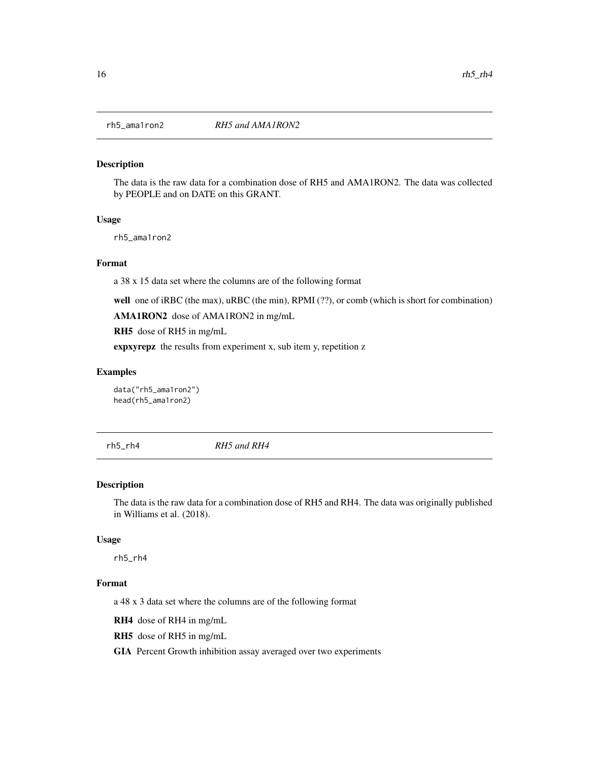## rh5_ama1ron2 *RH5 and AMA1RON2*

### Description

The data is the raw data for a combination dose of RH5 and AMA1RON2. The data was collected by PEOPLE and on DATE on this GRANT.

### Usage

```
rh5_ama1ron2
```

### Format

a 38 x 15 data set where the columns are of the following format

**well** one of iRBC (the max), uRBC (the min), RPMI (??), or comb (which is short for combination)

**AMA1RON2** dose of AMA1RON2 in mg/mL

**RH5** dose of RH5 in mg/mL

**expxyrepz** the results from experiment x, sub item y, repetition z

### Examples

```
data("rh5_ama1ron2")
head(rh5_ama1ron2)
```

## rh5_rh4 *RH5 and RH4*

### Description

The data is the raw data for a combination dose of RH5 and RH4. The data was originally published in Williams et al. (2018).

### Usage

```
rh5_rh4
```

### Format

a 48 x 3 data set where the columns are of the following format

**RH4** dose of RH4 in mg/mL

**RH5** dose of RH5 in mg/mL

**GIA** Percent Growth inhibition assay averaged over two experiments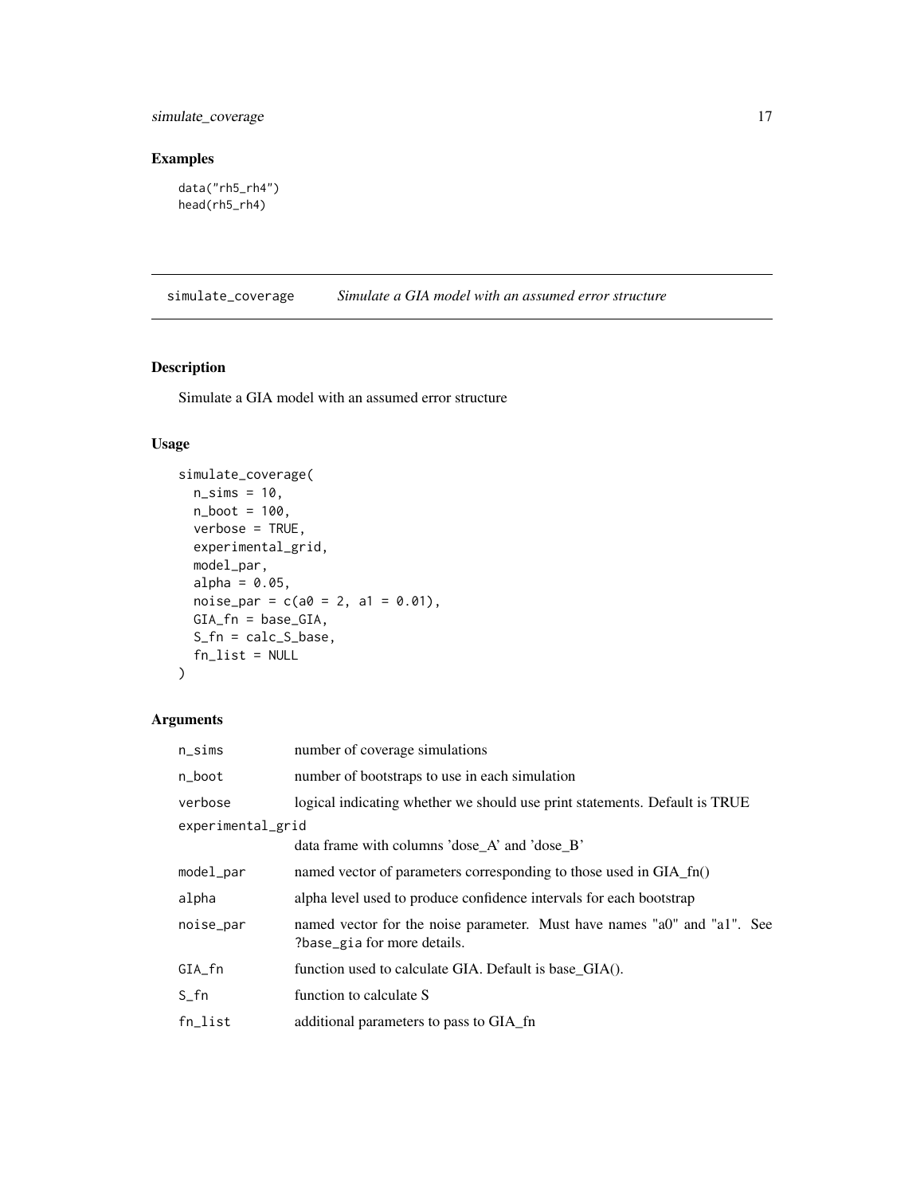## Examples

```
data("rh5_rh4")
head(rh5_rh4)
```

---

# simulate_coverage *Simulate a GIA model with an assumed error structure*

## Description

Simulate a GIA model with an assumed error structure

## Usage

```
simulate_coverage(
  n_sims = 10,
  n_boot = 100,
  verbose = TRUE,
  experimental_grid,
  model_par,
  alpha = 0.05,
  noise_par = c(a0 = 2, a1 = 0.01),
  GIA_fn = base_GIA,
  S_fn = calc_S_base,
  fn_list = NULL
)
```

## Arguments

| Argument | Description |
|---|---|
| n_sims | number of coverage simulations |
| n_boot | number of bootstraps to use in each simulation |
| verbose | logical indicating whether we should use print statements. Default is TRUE |
| experimental_grid | data frame with columns 'dose_A' and 'dose_B' |
| model_par | named vector of parameters corresponding to those used in GIA_fn() |
| alpha | alpha level used to produce confidence intervals for each bootstrap |
| noise_par | named vector for the noise parameter. Must have names "a0" and "a1". See ?base_gia for more details. |
| GIA_fn | function used to calculate GIA. Default is base_GIA(). |
| S_fn | function to calculate S |
| fn_list | additional parameters to pass to GIA_fn |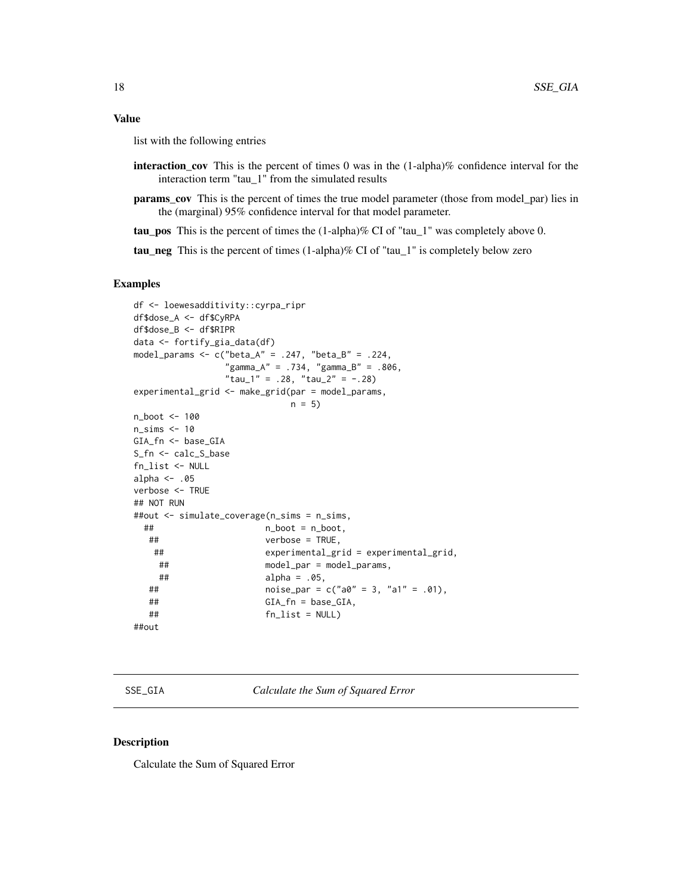### Value

list with the following entries

**interaction_cov** This is the percent of times 0 was in the (1-alpha)% confidence interval for the interaction term "tau_1" from the simulated results

**params_cov** This is the percent of times the true model parameter (those from model_par) lies in the (marginal) 95% confidence interval for that model parameter.

**tau_pos** This is the percent of times the (1-alpha)% CI of "tau_1" was completely above 0.

**tau_neg** This is the percent of times (1-alpha)% CI of "tau_1" is completely below zero

### Examples

```
df <- loewesadditivity::cyrpa_ripr
df$dose_A <- df$CyRPA
df$dose_B <- df$RIPR
data <- fortify_gia_data(df)
model_params <- c("beta_A" = .247, "beta_B" = .224,
                  "gamma_A" = .734, "gamma_B" = .806,
                  "tau_1" = .28, "tau_2" = -.28)
experimental_grid <- make_grid(par = model_params,
                               n = 5)
n_boot <- 100
n_sims <- 10
GIA_fn <- base_GIA
S_fn <- calc_S_base
fn_list <- NULL
alpha <- .05
verbose <- TRUE
## NOT RUN
##out <- simulate_coverage(n_sims = n_sims,
  ##                     n_boot = n_boot,
   ##                    verbose = TRUE,
    ##                   experimental_grid = experimental_grid,
     ##                  model_par = model_params,
     ##                  alpha = .05,
   ##                    noise_par = c("a0" = 3, "a1" = .01),
   ##                    GIA_fn = base_GIA,
   ##                    fn_list = NULL)
##out
```

## SSE_GIA *Calculate the Sum of Squared Error*

### Description

Calculate the Sum of Squared Error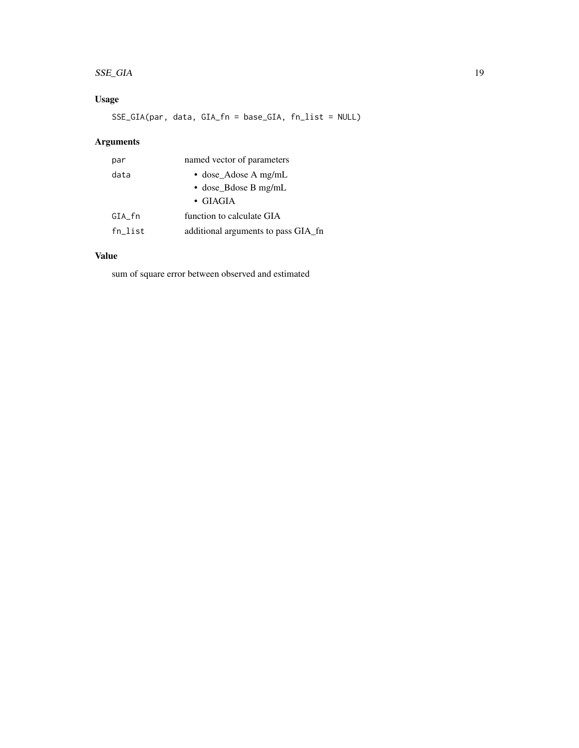## Usage

```
SSE_GIA(par, data, GIA_fn = base_GIA, fn_list = NULL)
```

## Arguments

| | |
|---|---|
| par | named vector of parameters |
| data | • dose_Adose A mg/mL<br>• dose_Bdose B mg/mL<br>• GIAGIA |
| GIA_fn | function to calculate GIA |
| fn_list | additional arguments to pass GIA_fn |

## Value

sum of square error between observed and estimated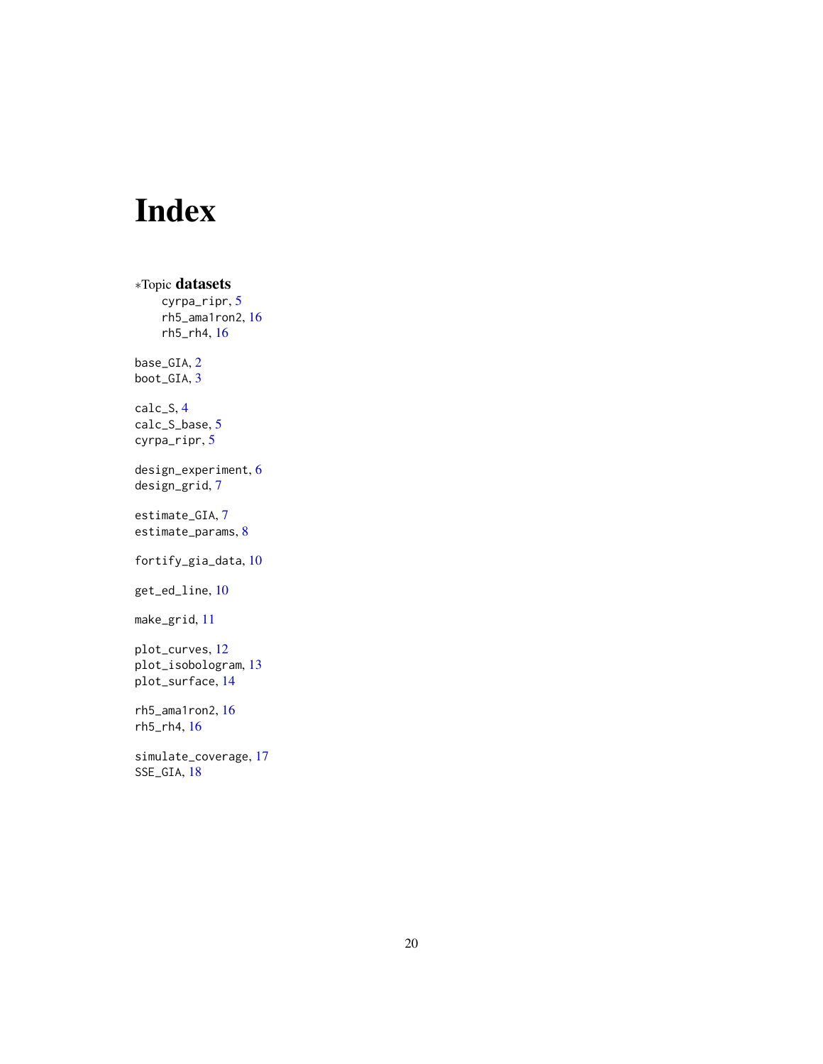# Index

∗Topic **datasets**
- cyrpa_ripr, 5
- rh5_ama1ron2, 16
- rh5_rh4, 16

base_GIA, 2
boot_GIA, 3

calc_S, 4
calc_S_base, 5
cyrpa_ripr, 5

design_experiment, 6
design_grid, 7

estimate_GIA, 7
estimate_params, 8

fortify_gia_data, 10

get_ed_line, 10

make_grid, 11

plot_curves, 12
plot_isobologram, 13
plot_surface, 14

rh5_ama1ron2, 16
rh5_rh4, 16

simulate_coverage, 17
SSE_GIA, 18